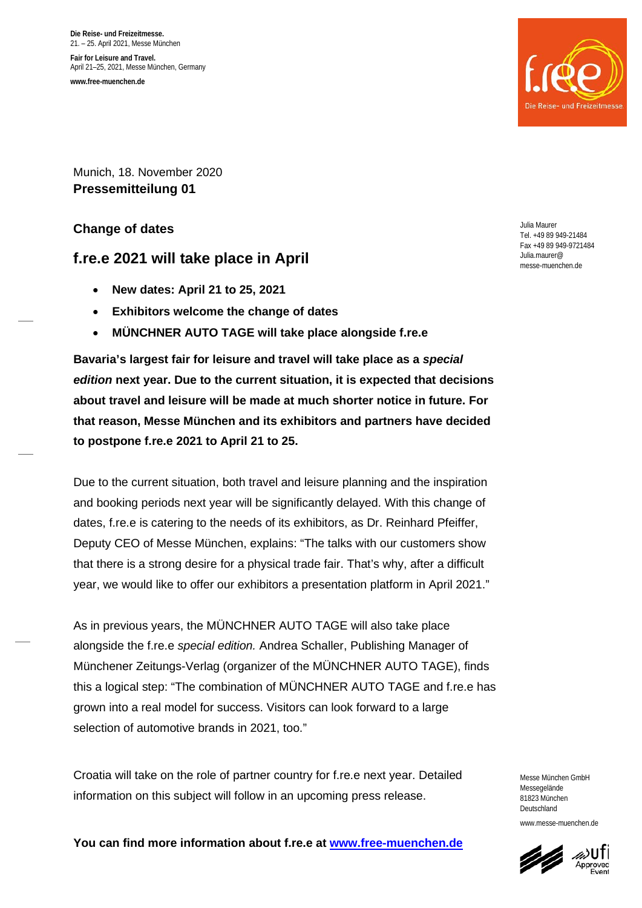**Die Reise- und Freizeitmesse.**
21. – 25. April 2021, Messe München

**Fair for Leisure and Travel.**
April 21–25, 2021, Messe München, Germany

**www.free-muenchen.de**

Munich, 18. November 2020
**Pressemitteilung 01**

Julia Maurer
Tel. +49 89 949-21484
Fax +49 89 949-9721484
Julia.maurer@
messe-muenchen.de

## Change of dates

## f.re.e 2021 will take place in April

- **New dates: April 21 to 25, 2021**
- **Exhibitors welcome the change of dates**
- **MÜNCHNER AUTO TAGE will take place alongside f.re.e**

**Bavaria's largest fair for leisure and travel will take place as a *special edition* next year. Due to the current situation, it is expected that decisions about travel and leisure will be made at much shorter notice in future. For that reason, Messe München and its exhibitors and partners have decided to postpone f.re.e 2021 to April 21 to 25.**

Due to the current situation, both travel and leisure planning and the inspiration and booking periods next year will be significantly delayed. With this change of dates, f.re.e is catering to the needs of its exhibitors, as Dr. Reinhard Pfeiffer, Deputy CEO of Messe München, explains: "The talks with our customers show that there is a strong desire for a physical trade fair. That's why, after a difficult year, we would like to offer our exhibitors a presentation platform in April 2021."

As in previous years, the MÜNCHNER AUTO TAGE will also take place alongside the f.re.e *special edition.* Andrea Schaller, Publishing Manager of Münchener Zeitungs-Verlag (organizer of the MÜNCHNER AUTO TAGE), finds this a logical step: "The combination of MÜNCHNER AUTO TAGE and f.re.e has grown into a real model for success. Visitors can look forward to a large selection of automotive brands in 2021, too."

Croatia will take on the role of partner country for f.re.e next year. Detailed information on this subject will follow in an upcoming press release.

**You can find more information about f.re.e at [www.free-muenchen.de](http://www.free-muenchen.de)**

Messe München GmbH
Messegelände
81823 München
Deutschland

www.messe-muenchen.de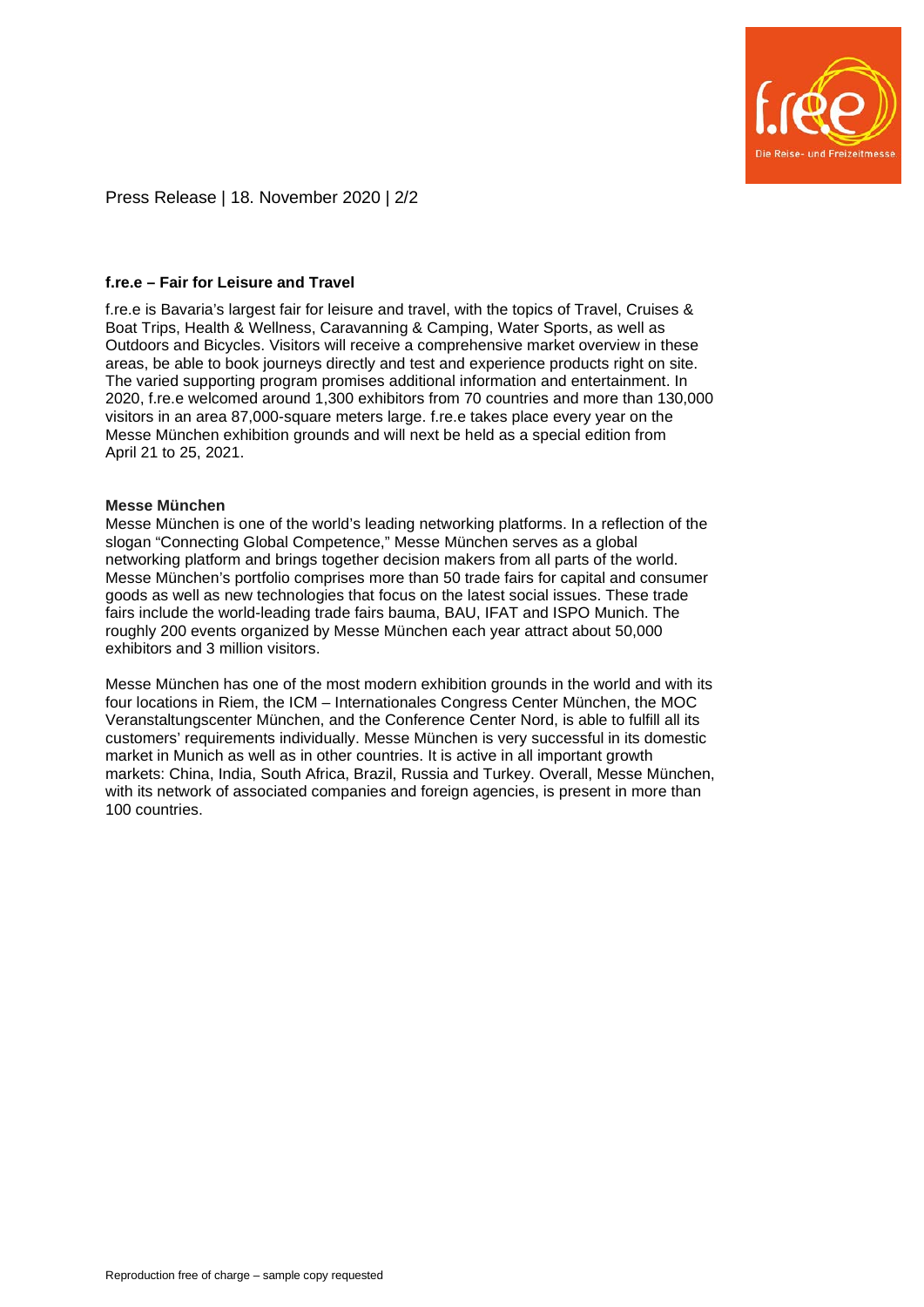Press Release | 18. November 2020 | 2/2

**f.re.e – Fair for Leisure and Travel**

f.re.e is Bavaria's largest fair for leisure and travel, with the topics of Travel, Cruises & Boat Trips, Health & Wellness, Caravanning & Camping, Water Sports, as well as Outdoors and Bicycles. Visitors will receive a comprehensive market overview in these areas, be able to book journeys directly and test and experience products right on site. The varied supporting program promises additional information and entertainment. In 2020, f.re.e welcomed around 1,300 exhibitors from 70 countries and more than 130,000 visitors in an area 87,000-square meters large. f.re.e takes place every year on the Messe München exhibition grounds and will next be held as a special edition from April 21 to 25, 2021.

**Messe München**

Messe München is one of the world's leading networking platforms. In a reflection of the slogan "Connecting Global Competence," Messe München serves as a global networking platform and brings together decision makers from all parts of the world. Messe München's portfolio comprises more than 50 trade fairs for capital and consumer goods as well as new technologies that focus on the latest social issues. These trade fairs include the world-leading trade fairs bauma, BAU, IFAT and ISPO Munich. The roughly 200 events organized by Messe München each year attract about 50,000 exhibitors and 3 million visitors.

Messe München has one of the most modern exhibition grounds in the world and with its four locations in Riem, the ICM – Internationales Congress Center München, the MOC Veranstaltungscenter München, and the Conference Center Nord, is able to fulfill all its customers' requirements individually. Messe München is very successful in its domestic market in Munich as well as in other countries. It is active in all important growth markets: China, India, South Africa, Brazil, Russia and Turkey. Overall, Messe München, with its network of associated companies and foreign agencies, is present in more than 100 countries.

Reproduction free of charge – sample copy requested